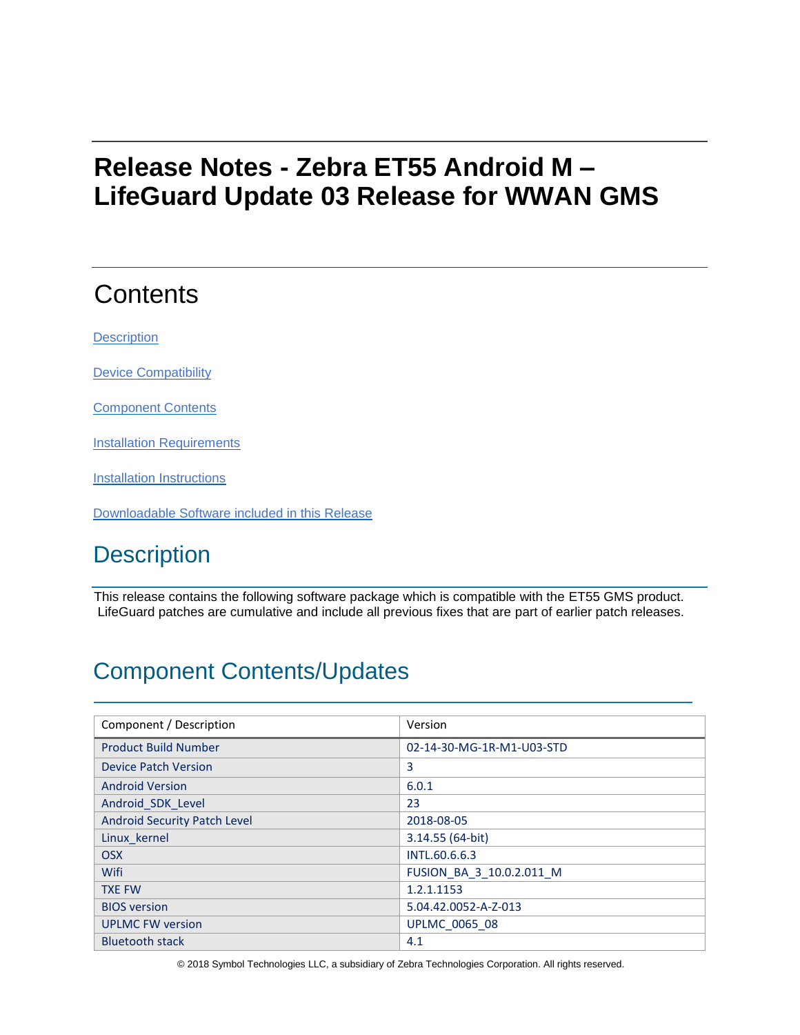# Release Notes - Zebra ET55 Android M – LifeGuard Update 03 Release for WWAN GMS

## Contents

[Description](#description)

[Device Compatibility](#device-compatibility)

[Component Contents](#component-contents)

[Installation Requirements](#installation-requirements)

[Installation Instructions](#installation-instructions)

[Downloadable Software included in this Release](#downloadable-software-included-in-this-release)

## Description

This release contains the following software package which is compatible with the ET55 GMS product. LifeGuard patches are cumulative and include all previous fixes that are part of earlier patch releases.

## Component Contents/Updates

| Component / Description | Version |
|---|---|
| Product Build Number | 02-14-30-MG-1R-M1-U03-STD |
| Device Patch Version | 3 |
| Android Version | 6.0.1 |
| Android_SDK_Level | 23 |
| Android Security Patch Level | 2018-08-05 |
| Linux_kernel | 3.14.55 (64-bit) |
| OSX | INTL.60.6.6.3 |
| Wifi | FUSION_BA_3_10.0.2.011_M |
| TXE FW | 1.2.1.1153 |
| BIOS version | 5.04.42.0052-A-Z-013 |
| UPLMC FW version | UPLMC_0065_08 |
| Bluetooth stack | 4.1 |

© 2018 Symbol Technologies LLC, a subsidiary of Zebra Technologies Corporation. All rights reserved.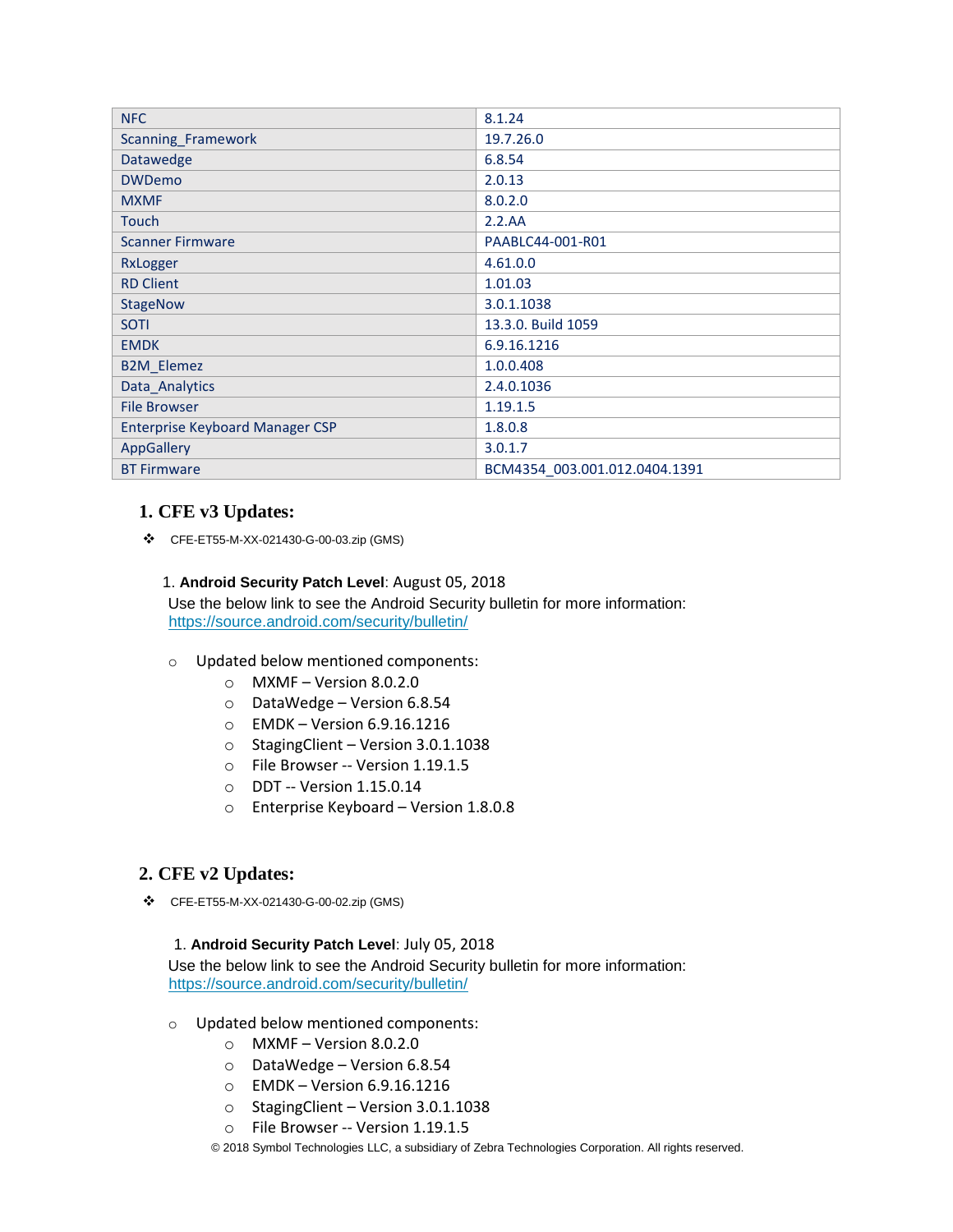| NFC | 8.1.24 |
|---|---|
| Scanning_Framework | 19.7.26.0 |
| Datawedge | 6.8.54 |
| DWDemo | 2.0.13 |
| MXMF | 8.0.2.0 |
| Touch | 2.2.AA |
| Scanner Firmware | PAABLC44-001-R01 |
| RxLogger | 4.61.0.0 |
| RD Client | 1.01.03 |
| StageNow | 3.0.1.1038 |
| SOTI | 13.3.0. Build 1059 |
| EMDK | 6.9.16.1216 |
| B2M_Elemez | 1.0.0.408 |
| Data_Analytics | 2.4.0.1036 |
| File Browser | 1.19.1.5 |
| Enterprise Keyboard Manager CSP | 1.8.0.8 |
| AppGallery | 3.0.1.7 |
| BT Firmware | BCM4354_003.001.012.0404.1391 |

## 1. CFE v3 Updates:

- CFE-ET55-M-XX-021430-G-00-03.zip (GMS)

1. **Android Security Patch Level**: August 05, 2018

   Use the below link to see the Android Security bulletin for more information: https://source.android.com/security/bulletin/

- Updated below mentioned components:
  - MXMF – Version 8.0.2.0
  - DataWedge – Version 6.8.54
  - EMDK – Version 6.9.16.1216
  - StagingClient – Version 3.0.1.1038
  - File Browser -- Version 1.19.1.5
  - DDT -- Version 1.15.0.14
  - Enterprise Keyboard – Version 1.8.0.8

## 2. CFE v2 Updates:

- CFE-ET55-M-XX-021430-G-00-02.zip (GMS)

1. **Android Security Patch Level**: July 05, 2018

   Use the below link to see the Android Security bulletin for more information: https://source.android.com/security/bulletin/

- Updated below mentioned components:
  - MXMF – Version 8.0.2.0
  - DataWedge – Version 6.8.54
  - EMDK – Version 6.9.16.1216
  - StagingClient – Version 3.0.1.1038
  - File Browser -- Version 1.19.1.5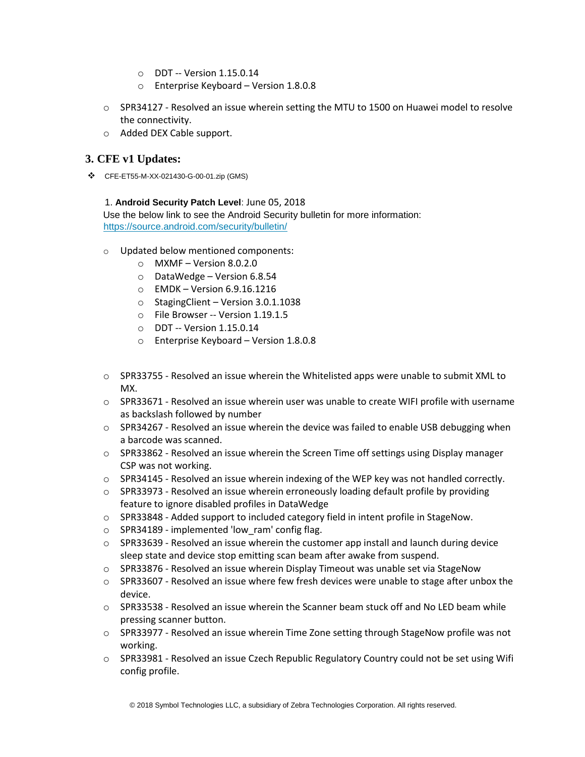- DDT -- Version 1.15.0.14
- Enterprise Keyboard – Version 1.8.0.8

- SPR34127 - Resolved an issue wherein setting the MTU to 1500 on Huawei model to resolve the connectivity.
- Added DEX Cable support.

## 3. CFE v1 Updates:

- CFE-ET55-M-XX-021430-G-00-01.zip (GMS)

1. **Android Security Patch Level**: June 05, 2018
Use the below link to see the Android Security bulletin for more information: https://source.android.com/security/bulletin/

- Updated below mentioned components:
  - MXMF – Version 8.0.2.0
  - DataWedge – Version 6.8.54
  - EMDK – Version 6.9.16.1216
  - StagingClient – Version 3.0.1.1038
  - File Browser -- Version 1.19.1.5
  - DDT -- Version 1.15.0.14
  - Enterprise Keyboard – Version 1.8.0.8

- SPR33755 - Resolved an issue wherein the Whitelisted apps were unable to submit XML to MX.
- SPR33671 - Resolved an issue wherein user was unable to create WIFI profile with username as backslash followed by number
- SPR34267 - Resolved an issue wherein the device was failed to enable USB debugging when a barcode was scanned.
- SPR33862 - Resolved an issue wherein the Screen Time off settings using Display manager CSP was not working.
- SPR34145 - Resolved an issue wherein indexing of the WEP key was not handled correctly.
- SPR33973 - Resolved an issue wherein erroneously loading default profile by providing feature to ignore disabled profiles in DataWedge
- SPR33848 - Added support to included category field in intent profile in StageNow.
- SPR34189 - implemented 'low_ram' config flag.
- SPR33639 - Resolved an issue wherein the customer app install and launch during device sleep state and device stop emitting scan beam after awake from suspend.
- SPR33876 - Resolved an issue wherein Display Timeout was unable set via StageNow
- SPR33607 - Resolved an issue where few fresh devices were unable to stage after unbox the device.
- SPR33538 - Resolved an issue wherein the Scanner beam stuck off and No LED beam while pressing scanner button.
- SPR33977 - Resolved an issue wherein Time Zone setting through StageNow profile was not working.
- SPR33981 - Resolved an issue Czech Republic Regulatory Country could not be set using Wifi config profile.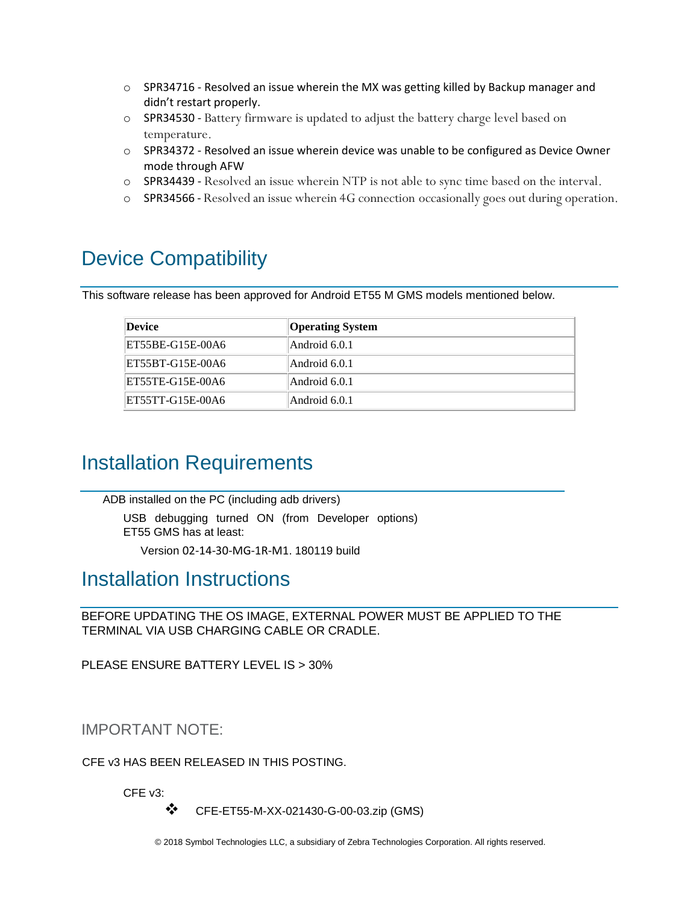- SPR34716 - Resolved an issue wherein the MX was getting killed by Backup manager and didn't restart properly.
- SPR34530 - Battery firmware is updated to adjust the battery charge level based on temperature.
- SPR34372 - Resolved an issue wherein device was unable to be configured as Device Owner mode through AFW
- SPR34439 - Resolved an issue wherein NTP is not able to sync time based on the interval.
- SPR34566 - Resolved an issue wherein 4G connection occasionally goes out during operation.

## Device Compatibility

This software release has been approved for Android ET55 M GMS models mentioned below.

| Device | Operating System |
|---|---|
| ET55BE-G15E-00A6 | Android 6.0.1 |
| ET55BT-G15E-00A6 | Android 6.0.1 |
| ET55TE-G15E-00A6 | Android 6.0.1 |
| ET55TT-G15E-00A6 | Android 6.0.1 |

## Installation Requirements

ADB installed on the PC (including adb drivers)

USB debugging turned ON (from Developer options)
ET55 GMS has at least:

Version 02-14-30-MG-1R-M1. 180119 build

## Installation Instructions

BEFORE UPDATING THE OS IMAGE, EXTERNAL POWER MUST BE APPLIED TO THE TERMINAL VIA USB CHARGING CABLE OR CRADLE.

PLEASE ENSURE BATTERY LEVEL IS > 30%

### IMPORTANT NOTE:

CFE v3 HAS BEEN RELEASED IN THIS POSTING.

CFE v3:

- CFE-ET55-M-XX-021430-G-00-03.zip (GMS)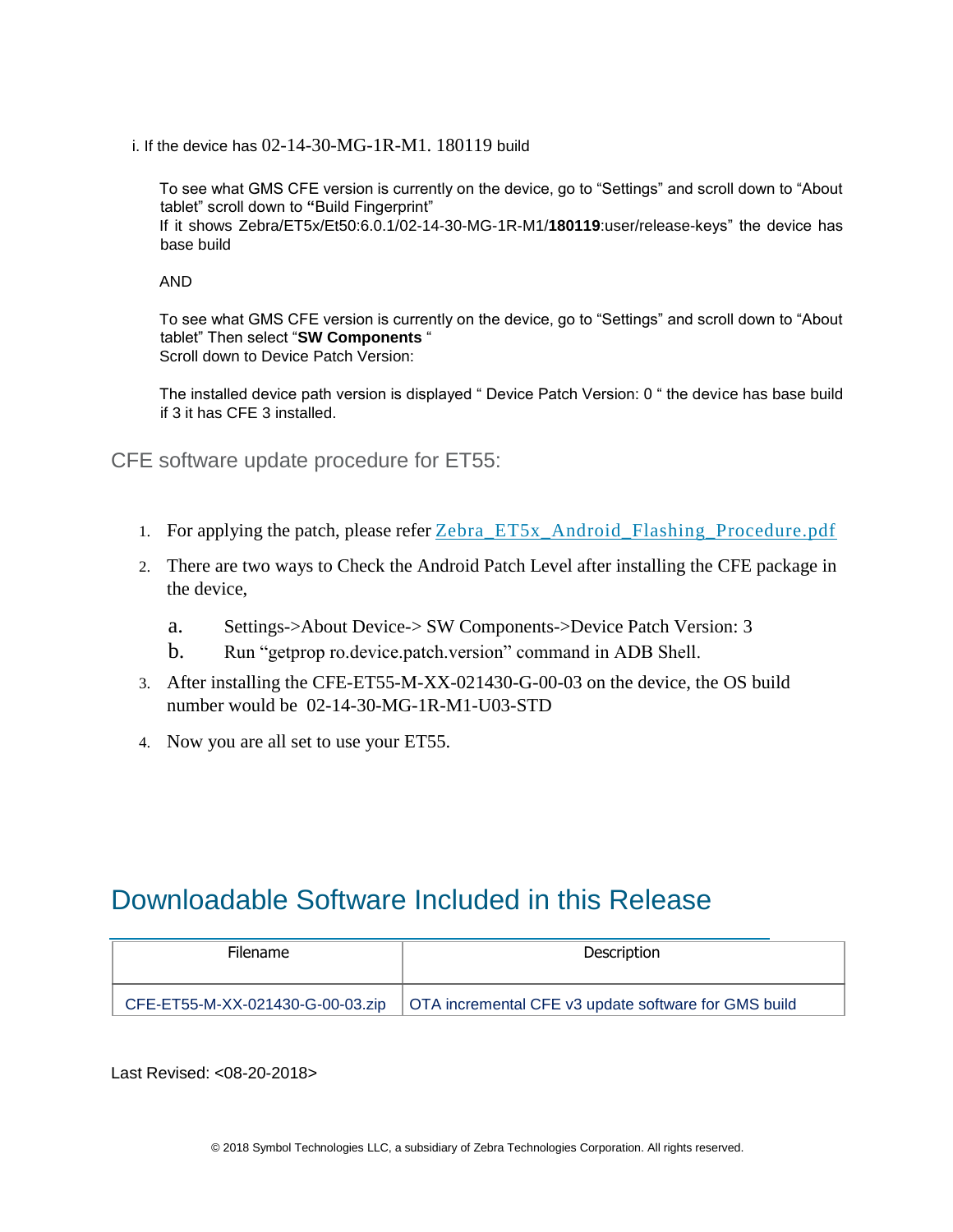i. If the device has 02-14-30-MG-1R-M1. 180119 build

To see what GMS CFE version is currently on the device, go to "Settings" and scroll down to "About tablet" scroll down to "Build Fingerprint"
If it shows Zebra/ET5x/Et50:6.0.1/02-14-30-MG-1R-M1/**180119**:user/release-keys" the device has base build

AND

To see what GMS CFE version is currently on the device, go to "Settings" and scroll down to "About tablet" Then select "**SW Components** "
Scroll down to Device Patch Version:

The installed device path version is displayed " Device Patch Version: 0 " the device has base build if 3 it has CFE 3 installed.

## CFE software update procedure for ET55:

1. For applying the patch, please refer Zebra_ET5x_Android_Flashing_Procedure.pdf
2. There are two ways to Check the Android Patch Level after installing the CFE package in the device,
   a. Settings->About Device-> SW Components->Device Patch Version: 3
   b. Run "getprop ro.device.patch.version" command in ADB Shell.
3. After installing the CFE-ET55-M-XX-021430-G-00-03 on the device, the OS build number would be 02-14-30-MG-1R-M1-U03-STD
4. Now you are all set to use your ET55.

# Downloadable Software Included in this Release

| Filename | Description |
|---|---|
| CFE-ET55-M-XX-021430-G-00-03.zip | OTA incremental CFE v3 update software for GMS build |

Last Revised: <08-20-2018>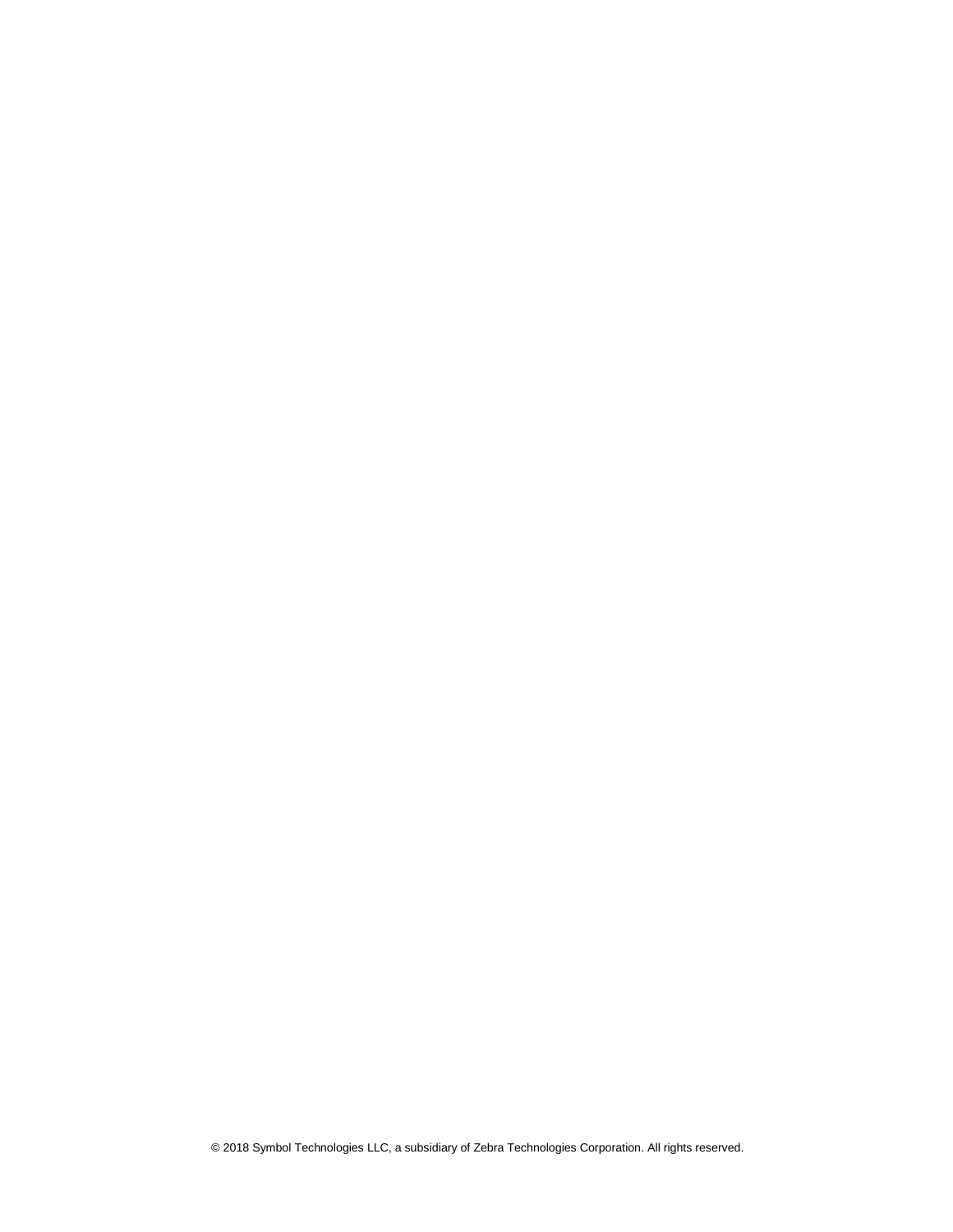© 2018 Symbol Technologies LLC, a subsidiary of Zebra Technologies Corporation. All rights reserved.